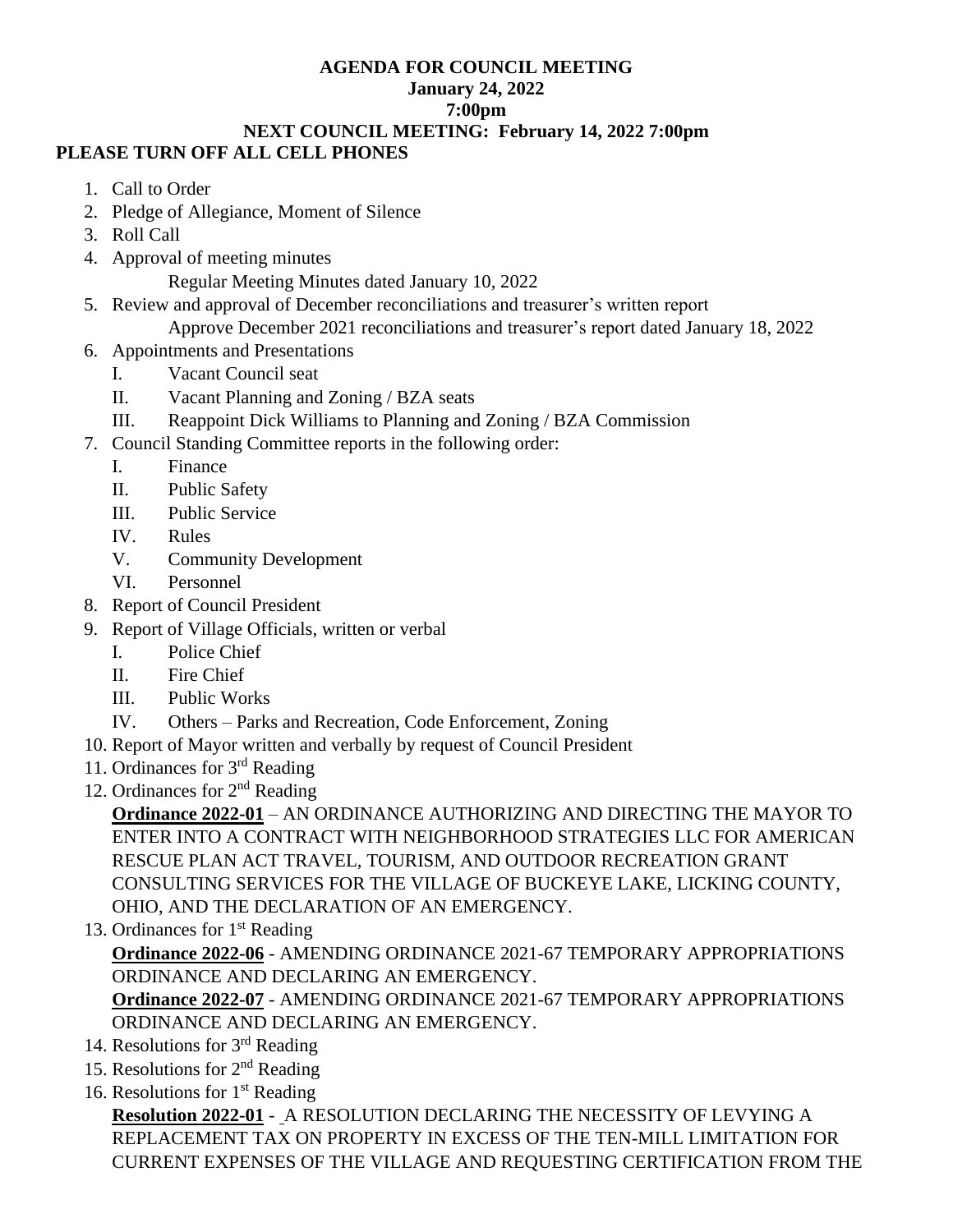**AGENDA FOR COUNCIL MEETING**
**January 24, 2022**
**7:00pm**
**NEXT COUNCIL MEETING: February 14, 2022 7:00pm**

**PLEASE TURN OFF ALL CELL PHONES**

1. Call to Order
2. Pledge of Allegiance, Moment of Silence
3. Roll Call
4. Approval of meeting minutes
   Regular Meeting Minutes dated January 10, 2022
5. Review and approval of December reconciliations and treasurer's written report
   Approve December 2021 reconciliations and treasurer's report dated January 18, 2022
6. Appointments and Presentations
   I. Vacant Council seat
   II. Vacant Planning and Zoning / BZA seats
   III. Reappoint Dick Williams to Planning and Zoning / BZA Commission
7. Council Standing Committee reports in the following order:
   I. Finance
   II. Public Safety
   III. Public Service
   IV. Rules
   V. Community Development
   VI. Personnel
8. Report of Council President
9. Report of Village Officials, written or verbal
   I. Police Chief
   II. Fire Chief
   III. Public Works
   IV. Others – Parks and Recreation, Code Enforcement, Zoning
10. Report of Mayor written and verbally by request of Council President
11. Ordinances for 3rd Reading
12. Ordinances for 2nd Reading
    **Ordinance 2022-01** – AN ORDINANCE AUTHORIZING AND DIRECTING THE MAYOR TO ENTER INTO A CONTRACT WITH NEIGHBORHOOD STRATEGIES LLC FOR AMERICAN RESCUE PLAN ACT TRAVEL, TOURISM, AND OUTDOOR RECREATION GRANT CONSULTING SERVICES FOR THE VILLAGE OF BUCKEYE LAKE, LICKING COUNTY, OHIO, AND THE DECLARATION OF AN EMERGENCY.
13. Ordinances for 1st Reading
    **Ordinance 2022-06** - AMENDING ORDINANCE 2021-67 TEMPORARY APPROPRIATIONS ORDINANCE AND DECLARING AN EMERGENCY.
    **Ordinance 2022-07** - AMENDING ORDINANCE 2021-67 TEMPORARY APPROPRIATIONS ORDINANCE AND DECLARING AN EMERGENCY.
14. Resolutions for 3rd Reading
15. Resolutions for 2nd Reading
16. Resolutions for 1st Reading
    **Resolution 2022-01** - A RESOLUTION DECLARING THE NECESSITY OF LEVYING A REPLACEMENT TAX ON PROPERTY IN EXCESS OF THE TEN-MILL LIMITATION FOR CURRENT EXPENSES OF THE VILLAGE AND REQUESTING CERTIFICATION FROM THE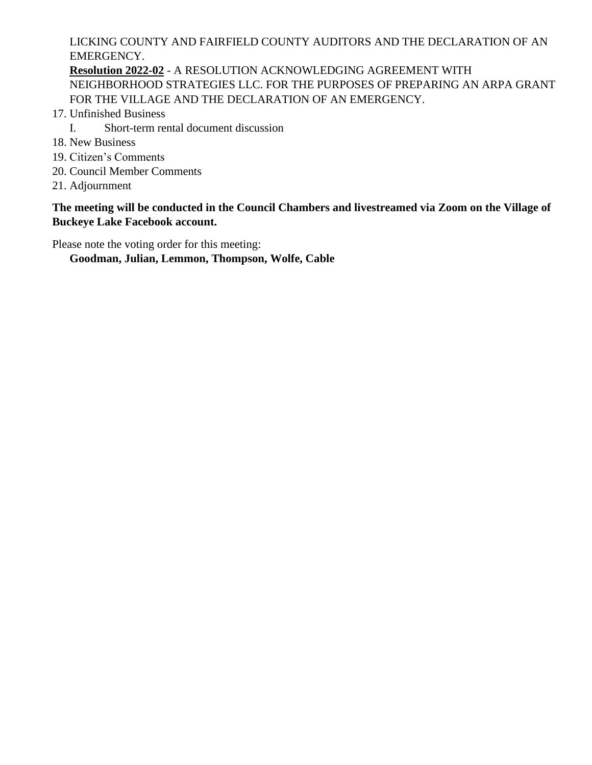LICKING COUNTY AND FAIRFIELD COUNTY AUDITORS AND THE DECLARATION OF AN EMERGENCY.

**Resolution 2022-02** - A RESOLUTION ACKNOWLEDGING AGREEMENT WITH NEIGHBORHOOD STRATEGIES LLC. FOR THE PURPOSES OF PREPARING AN ARPA GRANT FOR THE VILLAGE AND THE DECLARATION OF AN EMERGENCY.

17. Unfinished Business
    I. Short-term rental document discussion
18. New Business
19. Citizen's Comments
20. Council Member Comments
21. Adjournment

**The meeting will be conducted in the Council Chambers and livestreamed via Zoom on the Village of Buckeye Lake Facebook account.**

Please note the voting order for this meeting:

**Goodman, Julian, Lemmon, Thompson, Wolfe, Cable**